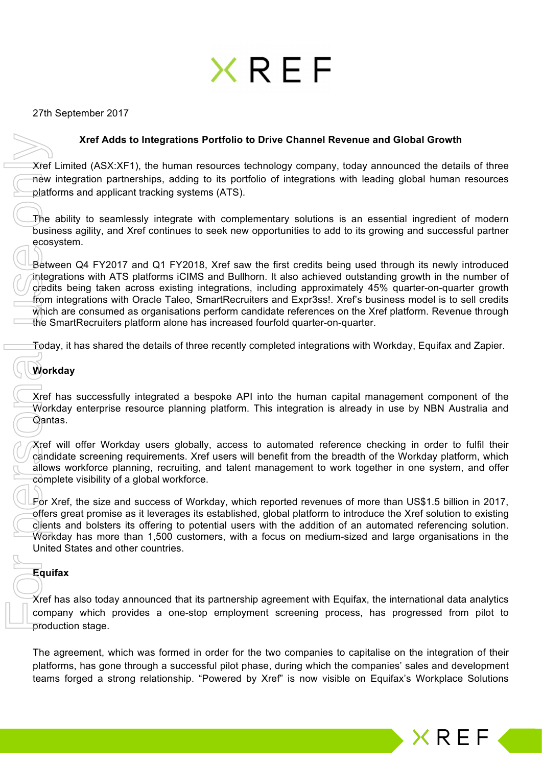27th September 2017

## Xref Adds to Integrations Portfolio to Drive Channel Revenue and Global Growth

Xref Limited (ASX:XF1), the human resources technology company, today announced the details of three new integration partnerships, adding to its portfolio of integrations with leading global human resources platforms and applicant tracking systems (ATS).

The ability to seamlessly integrate with complementary solutions is an essential ingredient of modern business agility, and Xref continues to seek new opportunities to add to its growing and successful partner ecosystem.

Between Q4 FY2017 and Q1 FY2018, Xref saw the first credits being used through its newly introduced integrations with ATS platforms iCIMS and Bullhorn. It also achieved outstanding growth in the number of credits being taken across existing integrations, including approximately 45% quarter-on-quarter growth from integrations with Oracle Taleo, SmartRecruiters and Expr3ss!. Xref's business model is to sell credits which are consumed as organisations perform candidate references on the Xref platform. Revenue through the SmartRecruiters platform alone has increased fourfold quarter-on-quarter.

Today, it has shared the details of three recently completed integrations with Workday, Equifax and Zapier.

**Workday**

Xref has successfully integrated a bespoke API into the human capital management component of the Workday enterprise resource planning platform. This integration is already in use by NBN Australia and Qantas.

Xref will offer Workday users globally, access to automated reference checking in order to fulfil their candidate screening requirements. Xref users will benefit from the breadth of the Workday platform, which allows workforce planning, recruiting, and talent management to work together in one system, and offer complete visibility of a global workforce.

For Xref, the size and success of Workday, which reported revenues of more than US$1.5 billion in 2017, offers great promise as it leverages its established, global platform to introduce the Xref solution to existing clients and bolsters its offering to potential users with the addition of an automated referencing solution. Workday has more than 1,500 customers, with a focus on medium-sized and large organisations in the United States and other countries.

**Equifax**

Xref has also today announced that its partnership agreement with Equifax, the international data analytics company which provides a one-stop employment screening process, has progressed from pilot to production stage.

The agreement, which was formed in order for the two companies to capitalise on the integration of their platforms, has gone through a successful pilot phase, during which the companies' sales and development teams forged a strong relationship. "Powered by Xref" is now visible on Equifax's Workplace Solutions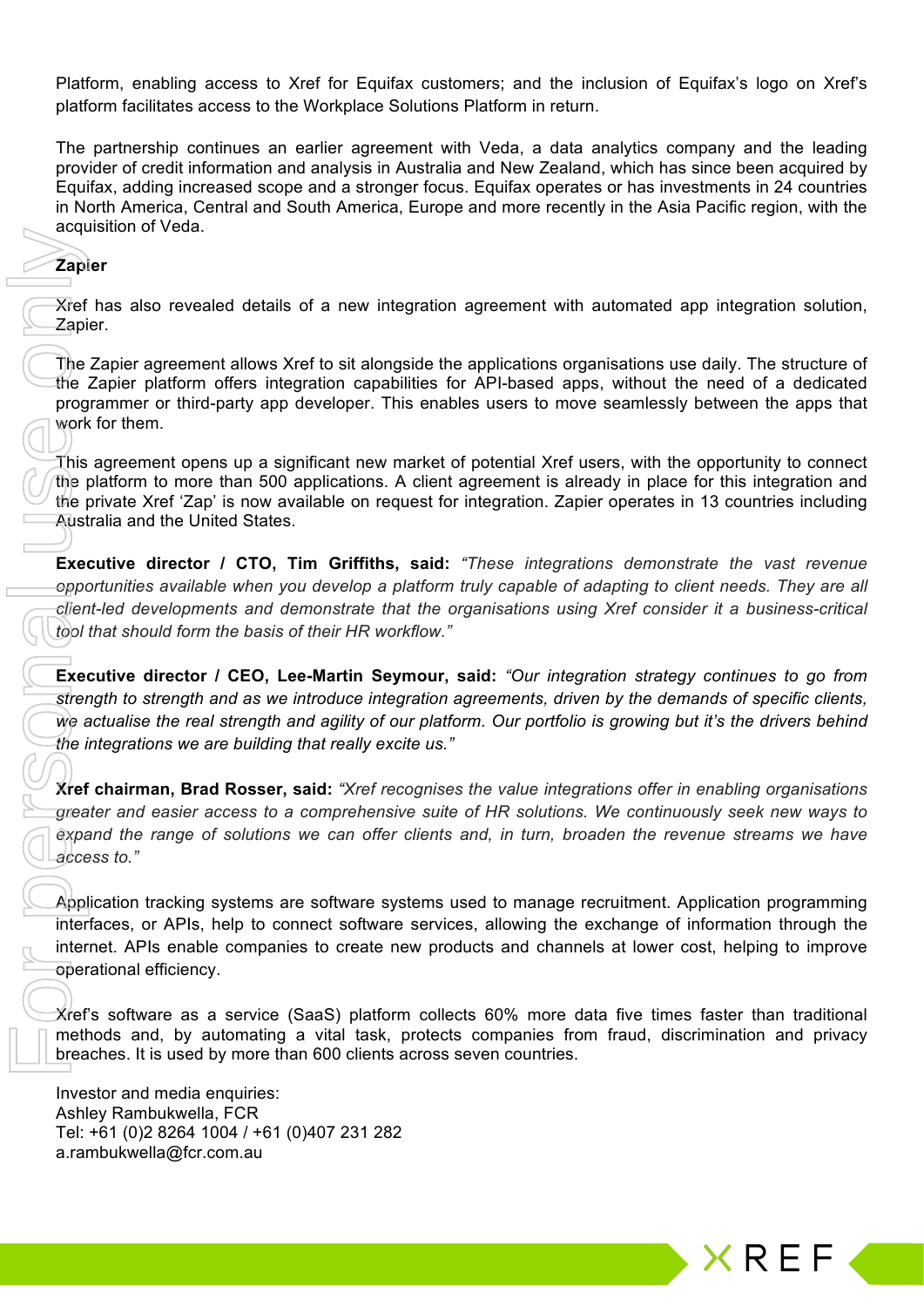Platform, enabling access to Xref for Equifax customers; and the inclusion of Equifax's logo on Xref's platform facilitates access to the Workplace Solutions Platform in return.

The partnership continues an earlier agreement with Veda, a data analytics company and the leading provider of credit information and analysis in Australia and New Zealand, which has since been acquired by Equifax, adding increased scope and a stronger focus. Equifax operates or has investments in 24 countries in North America, Central and South America, Europe and more recently in the Asia Pacific region, with the acquisition of Veda.

**Zapier**

Xref has also revealed details of a new integration agreement with automated app integration solution, Zapier.

The Zapier agreement allows Xref to sit alongside the applications organisations use daily. The structure of the Zapier platform offers integration capabilities for API-based apps, without the need of a dedicated programmer or third-party app developer. This enables users to move seamlessly between the apps that work for them.

This agreement opens up a significant new market of potential Xref users, with the opportunity to connect the platform to more than 500 applications. A client agreement is already in place for this integration and the private Xref 'Zap' is now available on request for integration. Zapier operates in 13 countries including Australia and the United States.

**Executive director / CTO, Tim Griffiths, said:** *"These integrations demonstrate the vast revenue opportunities available when you develop a platform truly capable of adapting to client needs. They are all client-led developments and demonstrate that the organisations using Xref consider it a business-critical tool that should form the basis of their HR workflow."*

**Executive director / CEO, Lee-Martin Seymour, said:** *"Our integration strategy continues to go from strength to strength and as we introduce integration agreements, driven by the demands of specific clients, we actualise the real strength and agility of our platform. Our portfolio is growing but it's the drivers behind the integrations we are building that really excite us."*

**Xref chairman, Brad Rosser, said:** *"Xref recognises the value integrations offer in enabling organisations greater and easier access to a comprehensive suite of HR solutions. We continuously seek new ways to expand the range of solutions we can offer clients and, in turn, broaden the revenue streams we have access to."*

Application tracking systems are software systems used to manage recruitment. Application programming interfaces, or APIs, help to connect software services, allowing the exchange of information through the internet. APIs enable companies to create new products and channels at lower cost, helping to improve operational efficiency.

Xref's software as a service (SaaS) platform collects 60% more data five times faster than traditional methods and, by automating a vital task, protects companies from fraud, discrimination and privacy breaches. It is used by more than 600 clients across seven countries.

Investor and media enquiries:
Ashley Rambukwella, FCR
Tel: +61 (0)2 8264 1004 / +61 (0)407 231 282
a.rambukwella@fcr.com.au